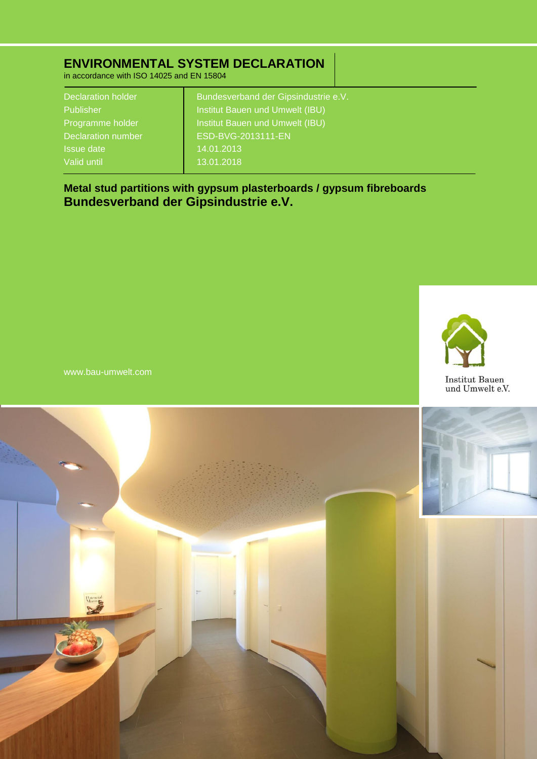# ENVIRONMENTAL SYSTEM DECLARATION

in accordance with ISO 14025 and EN 15804

| | |
|---|---|
| Declaration holder | Bundesverband der Gipsindustrie e.V. |
| Publisher | Institut Bauen und Umwelt (IBU) |
| Programme holder | Institut Bauen und Umwelt (IBU) |
| Declaration number | ESD-BVG-2013111-EN |
| Issue date | 14.01.2013 |
| Valid until | 13.01.2018 |

**Metal stud partitions with gypsum plasterboards / gypsum fibreboards**

**Bundesverband der Gipsindustrie e.V.**

www.bau-umwelt.com

Institut Bauen und Umwelt e.V.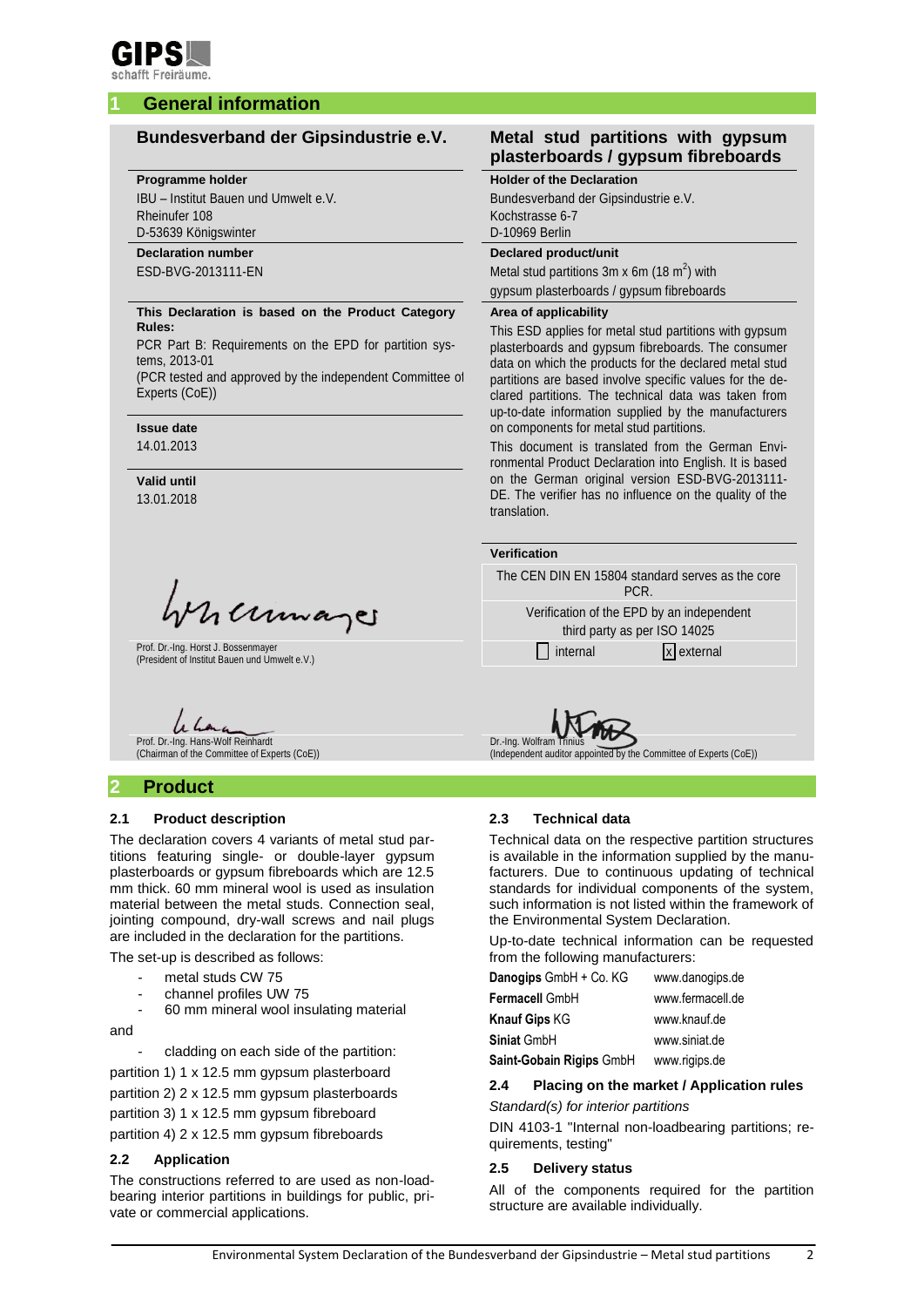GIPS
schafft Freiräume.

## 1 General information

**Bundesverband der Gipsindustrie e.V.**

**Programme holder**
IBU – Institut Bauen und Umwelt e.V.
Rheinufer 108
D-53639 Königswinter

**Declaration number**
ESD-BVG-2013111-EN

**This Declaration is based on the Product Category Rules:**
PCR Part B: Requirements on the EPD for partition systems, 2013-01
(PCR tested and approved by the independent Committee of Experts (CoE))

**Issue date**
14.01.2013

**Valid until**
13.01.2018

Prof. Dr.-Ing. Horst J. Bossenmayer
(President of Institut Bauen und Umwelt e.V.)

Prof. Dr.-Ing. Hans-Wolf Reinhardt
(Chairman of the Committee of Experts (CoE))

**Metal stud partitions with gypsum plasterboards / gypsum fibreboards**

**Holder of the Declaration**
Bundesverband der Gipsindustrie e.V.
Kochstrasse 6-7
D-10969 Berlin

**Declared product/unit**
Metal stud partitions 3m x 6m (18 $m^2$) with gypsum plasterboards / gypsum fibreboards

**Area of applicability**
This ESD applies for metal stud partitions with gypsum plasterboards and gypsum fibreboards. The consumer data on which the products for the declared metal stud partitions are based involve specific values for the declared partitions. The technical data was taken from up-to-date information supplied by the manufacturers on components for metal stud partitions.

This document is translated from the German Environmental Product Declaration into English. It is based on the German original version ESD-BVG-2013111-DE. The verifier has no influence on the quality of the translation.

**Verification**

The CEN DIN EN 15804 standard serves as the core PCR.

Verification of the EPD by an independent third party as per ISO 14025

☐ internal ☒ external

Dr.-Ing. Wolfram Trinius
(Independent auditor appointed by the Committee of Experts (CoE))

## 2 Product

### 2.1 Product description

The declaration covers 4 variants of metal stud partitions featuring single- or double-layer gypsum plasterboards or gypsum fibreboards which are 12.5 mm thick. 60 mm mineral wool is used as insulation material between the metal studs. Connection seal, jointing compound, dry-wall screws and nail plugs are included in the declaration for the partitions.

The set-up is described as follows:

- metal studs CW 75
- channel profiles UW 75
- 60 mm mineral wool insulating material

and

- cladding on each side of the partition:

partition 1) 1 x 12.5 mm gypsum plasterboard
partition 2) 2 x 12.5 mm gypsum plasterboards
partition 3) 1 x 12.5 mm gypsum fibreboard
partition 4) 2 x 12.5 mm gypsum fibreboards

### 2.2 Application

The constructions referred to are used as non-loadbearing interior partitions in buildings for public, private or commercial applications.

### 2.3 Technical data

Technical data on the respective partition structures is available in the information supplied by the manufacturers. Due to continuous updating of technical standards for individual components of the system, such information is not listed within the framework of the Environmental System Declaration.

Up-to-date technical information can be requested from the following manufacturers:

| | |
|---|---|
| **Danogips** GmbH + Co. KG | www.danogips.de |
| **Fermacell** GmbH | www.fermacell.de |
| **Knauf Gips** KG | www.knauf.de |
| **Siniat** GmbH | www.siniat.de |
| **Saint-Gobain Rigips** GmbH | www.rigips.de |

### 2.4 Placing on the market / Application rules

*Standard(s) for interior partitions*

DIN 4103-1 "Internal non-loadbearing partitions; requirements, testing"

### 2.5 Delivery status

All of the components required for the partition structure are available individually.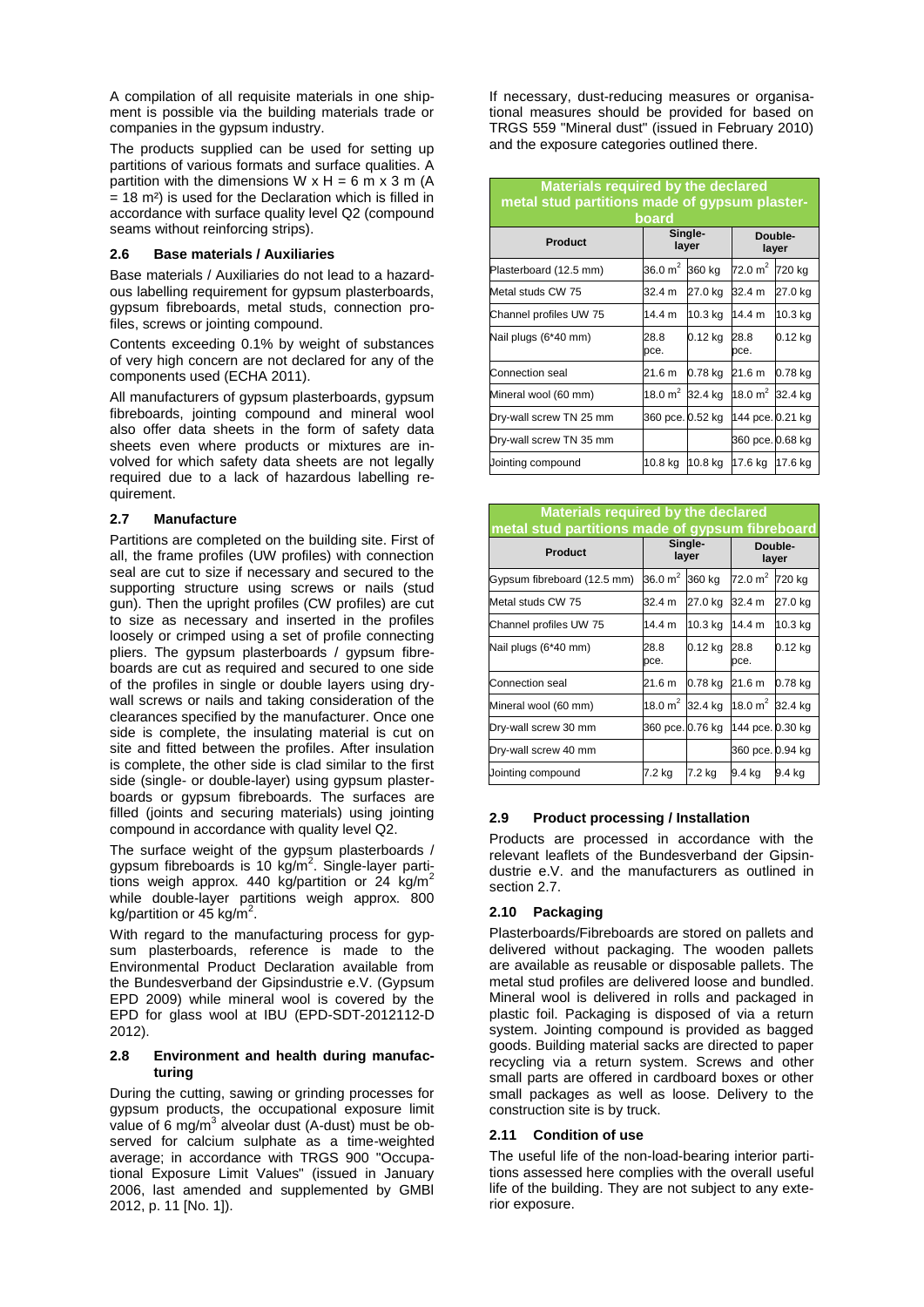A compilation of all requisite materials in one shipment is possible via the building materials trade or companies in the gypsum industry.

The products supplied can be used for setting up partitions of various formats and surface qualities. A partition with the dimensions W x H = 6 m x 3 m (A = 18 m²) is used for the Declaration which is filled in accordance with surface quality level Q2 (compound seams without reinforcing strips).

### 2.6 Base materials / Auxiliaries

Base materials / Auxiliaries do not lead to a hazardous labelling requirement for gypsum plasterboards, gypsum fibreboards, metal studs, connection profiles, screws or jointing compound.

Contents exceeding 0.1% by weight of substances of very high concern are not declared for any of the components used (ECHA 2011).

All manufacturers of gypsum plasterboards, gypsum fibreboards, jointing compound and mineral wool also offer data sheets in the form of safety data sheets even where products or mixtures are involved for which safety data sheets are not legally required due to a lack of hazardous labelling requirement.

### 2.7 Manufacture

Partitions are completed on the building site. First of all, the frame profiles (UW profiles) with connection seal are cut to size if necessary and secured to the supporting structure using screws or nails (stud gun). Then the upright profiles (CW profiles) are cut to size as necessary and inserted in the profiles loosely or crimped using a set of profile connecting pliers. The gypsum plasterboards / gypsum fibreboards are cut as required and secured to one side of the profiles in single or double layers using drywall screws or nails and taking consideration of the clearances specified by the manufacturer. Once one side is complete, the insulating material is cut on site and fitted between the profiles. After insulation is complete, the other side is clad similar to the first side (single- or double-layer) using gypsum plasterboards or gypsum fibreboards. The surfaces are filled (joints and securing materials) using jointing compound in accordance with quality level Q2.

The surface weight of the gypsum plasterboards / gypsum fibreboards is 10 kg/m². Single-layer partitions weigh approx. 440 kg/partition or 24 kg/m² while double-layer partitions weigh approx. 800 kg/partition or 45 kg/m².

With regard to the manufacturing process for gypsum plasterboards, reference is made to the Environmental Product Declaration available from the Bundesverband der Gipsindustrie e.V. (Gypsum EPD 2009) while mineral wool is covered by the EPD for glass wool at IBU (EPD-SDT-2012112-D 2012).

### 2.8 Environment and health during manufacturing

During the cutting, sawing or grinding processes for gypsum products, the occupational exposure limit value of 6 mg/m³ alveolar dust (A-dust) must be observed for calcium sulphate as a time-weighted average; in accordance with TRGS 900 "Occupational Exposure Limit Values" (issued in January 2006, last amended and supplemented by GMBl 2012, p. 11 [No. 1]).

If necessary, dust-reducing measures or organisational measures should be provided for based on TRGS 559 "Mineral dust" (issued in February 2010) and the exposure categories outlined there.

**Materials required by the declared metal stud partitions made of gypsum plasterboard**

| Product | Single-layer | | Double-layer | |
|---|---|---|---|---|
| Plasterboard (12.5 mm) | 36.0 m² | 360 kg | 72.0 m² | 720 kg |
| Metal studs CW 75 | 32.4 m | 27.0 kg | 32.4 m | 27.0 kg |
| Channel profiles UW 75 | 14.4 m | 10.3 kg | 14.4 m | 10.3 kg |
| Nail plugs (6*40 mm) | 28.8 pce. | 0.12 kg | 28.8 pce. | 0.12 kg |
| Connection seal | 21.6 m | 0.78 kg | 21.6 m | 0.78 kg |
| Mineral wool (60 mm) | 18.0 m² | 32.4 kg | 18.0 m² | 32.4 kg |
| Dry-wall screw TN 25 mm | 360 pce. | 0.52 kg | 144 pce. | 0.21 kg |
| Dry-wall screw TN 35 mm | | | 360 pce. | 0.68 kg |
| Jointing compound | 10.8 kg | 10.8 kg | 17.6 kg | 17.6 kg |

**Materials required by the declared metal stud partitions made of gypsum fibreboard**

| Product | Single-layer | | Double-layer | |
|---|---|---|---|---|
| Gypsum fibreboard (12.5 mm) | 36.0 m² | 360 kg | 72.0 m² | 720 kg |
| Metal studs CW 75 | 32.4 m | 27.0 kg | 32.4 m | 27.0 kg |
| Channel profiles UW 75 | 14.4 m | 10.3 kg | 14.4 m | 10.3 kg |
| Nail plugs (6*40 mm) | 28.8 pce. | 0.12 kg | 28.8 pce. | 0.12 kg |
| Connection seal | 21.6 m | 0.78 kg | 21.6 m | 0.78 kg |
| Mineral wool (60 mm) | 18.0 m² | 32.4 kg | 18.0 m² | 32.4 kg |
| Dry-wall screw 30 mm | 360 pce. | 0.76 kg | 144 pce. | 0.30 kg |
| Dry-wall screw 40 mm | | | 360 pce. | 0.94 kg |
| Jointing compound | 7.2 kg | 7.2 kg | 9.4 kg | 9.4 kg |

### 2.9 Product processing / Installation

Products are processed in accordance with the relevant leaflets of the Bundesverband der Gipsindustrie e.V. and the manufacturers as outlined in section 2.7.

### 2.10 Packaging

Plasterboards/Fibreboards are stored on pallets and delivered without packaging. The wooden pallets are available as reusable or disposable pallets. The metal stud profiles are delivered loose and bundled. Mineral wool is delivered in rolls and packaged in plastic foil. Packaging is disposed of via a return system. Jointing compound is provided as bagged goods. Building material sacks are directed to paper recycling via a return system. Screws and other small parts are offered in cardboard boxes or other small packages as well as loose. Delivery to the construction site is by truck.

### 2.11 Condition of use

The useful life of the non-load-bearing interior partitions assessed here complies with the overall useful life of the building. They are not subject to any exterior exposure.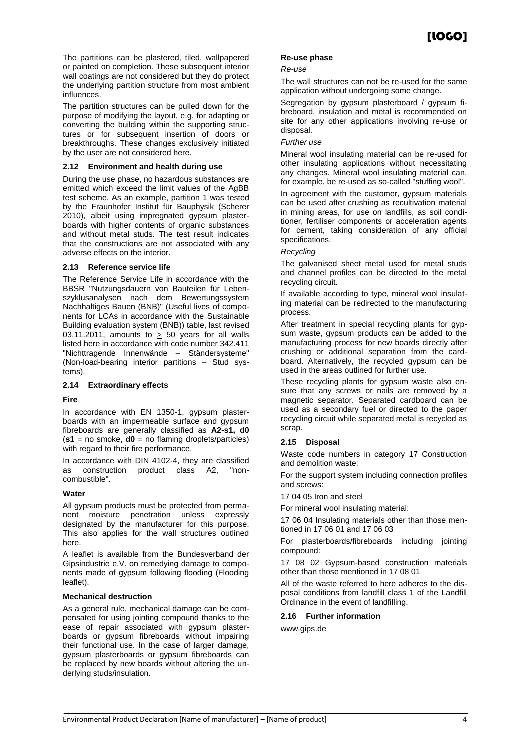The partitions can be plastered, tiled, wallpapered or painted on completion. These subsequent interior wall coatings are not considered but they do protect the underlying partition structure from most ambient influences.

The partition structures can be pulled down for the purpose of modifying the layout, e.g. for adapting or converting the building within the supporting structures or for subsequent insertion of doors or breakthroughs. These changes exclusively initiated by the user are not considered here.

### 2.12 Environment and health during use

During the use phase, no hazardous substances are emitted which exceed the limit values of the AgBB test scheme. As an example, partition 1 was tested by the Fraunhofer Institut für Bauphysik (Scherer 2010), albeit using impregnated gypsum plasterboards with higher contents of organic substances and without metal studs. The test result indicates that the constructions are not associated with any adverse effects on the interior.

### 2.13 Reference service life

The Reference Service Life in accordance with the BBSR "Nutzungsdauern von Bauteilen für Lebenszyklusanalysen nach dem Bewertungssystem Nachhaltiges Bauen (BNB)" (Useful lives of components for LCAs in accordance with the Sustainable Building evaluation system (BNB)) table, last revised 03.11.2011, amounts to $\geq$ 50 years for all walls listed here in accordance with code number 342.411 "Nichttragende Innenwände – Ständersysteme" (Non-load-bearing interior partitions – Stud systems).

### 2.14 Extraordinary effects

**Fire**

In accordance with EN 1350-1, gypsum plasterboards with an impermeable surface and gypsum fibreboards are generally classified as **A2-s1, d0** (**s1** = no smoke, **d0** = no flaming droplets/particles) with regard to their fire performance.

In accordance with DIN 4102-4, they are classified as construction product class A2, "non-combustible".

**Water**

All gypsum products must be protected from permanent moisture penetration unless expressly designated by the manufacturer for this purpose. This also applies for the wall structures outlined here.

A leaflet is available from the Bundesverband der Gipsindustrie e.V. on remedying damage to components made of gypsum following flooding (Flooding leaflet).

**Mechanical destruction**

As a general rule, mechanical damage can be compensated for using jointing compound thanks to the ease of repair associated with gypsum plasterboards or gypsum fibreboards without impairing their functional use. In the case of larger damage, gypsum plasterboards or gypsum fibreboards can be replaced by new boards without altering the underlying studs/insulation.

**Re-use phase**

*Re-use*

The wall structures can not be re-used for the same application without undergoing some change.

Segregation by gypsum plasterboard / gypsum fibreboard, insulation and metal is recommended on site for any other applications involving re-use or disposal.

*Further use*

Mineral wool insulating material can be re-used for other insulating applications without necessitating any changes. Mineral wool insulating material can, for example, be re-used as so-called "stuffing wool".

In agreement with the customer, gypsum materials can be used after crushing as recultivation material in mining areas, for use on landfills, as soil conditioner, fertiliser components or acceleration agents for cement, taking consideration of any official specifications.

*Recycling*

The galvanised sheet metal used for metal studs and channel profiles can be directed to the metal recycling circuit.

If available according to type, mineral wool insulating material can be redirected to the manufacturing process.

After treatment in special recycling plants for gypsum waste, gypsum products can be added to the manufacturing process for new boards directly after crushing or additional separation from the cardboard. Alternatively, the recycled gypsum can be used in the areas outlined for further use.

These recycling plants for gypsum waste also ensure that any screws or nails are removed by a magnetic separator. Separated cardboard can be used as a secondary fuel or directed to the paper recycling circuit while separated metal is recycled as scrap.

### 2.15 Disposal

Waste code numbers in category 17 Construction and demolition waste:

For the support system including connection profiles and screws:

17 04 05 Iron and steel

For mineral wool insulating material:

17 06 04 Insulating materials other than those mentioned in 17 06 01 and 17 06 03

For plasterboards/fibreboards including jointing compound:

17 08 02 Gypsum-based construction materials other than those mentioned in 17 08 01

All of the waste referred to here adheres to the disposal conditions from landfill class 1 of the Landfill Ordinance in the event of landfilling.

### 2.16 Further information

www.gips.de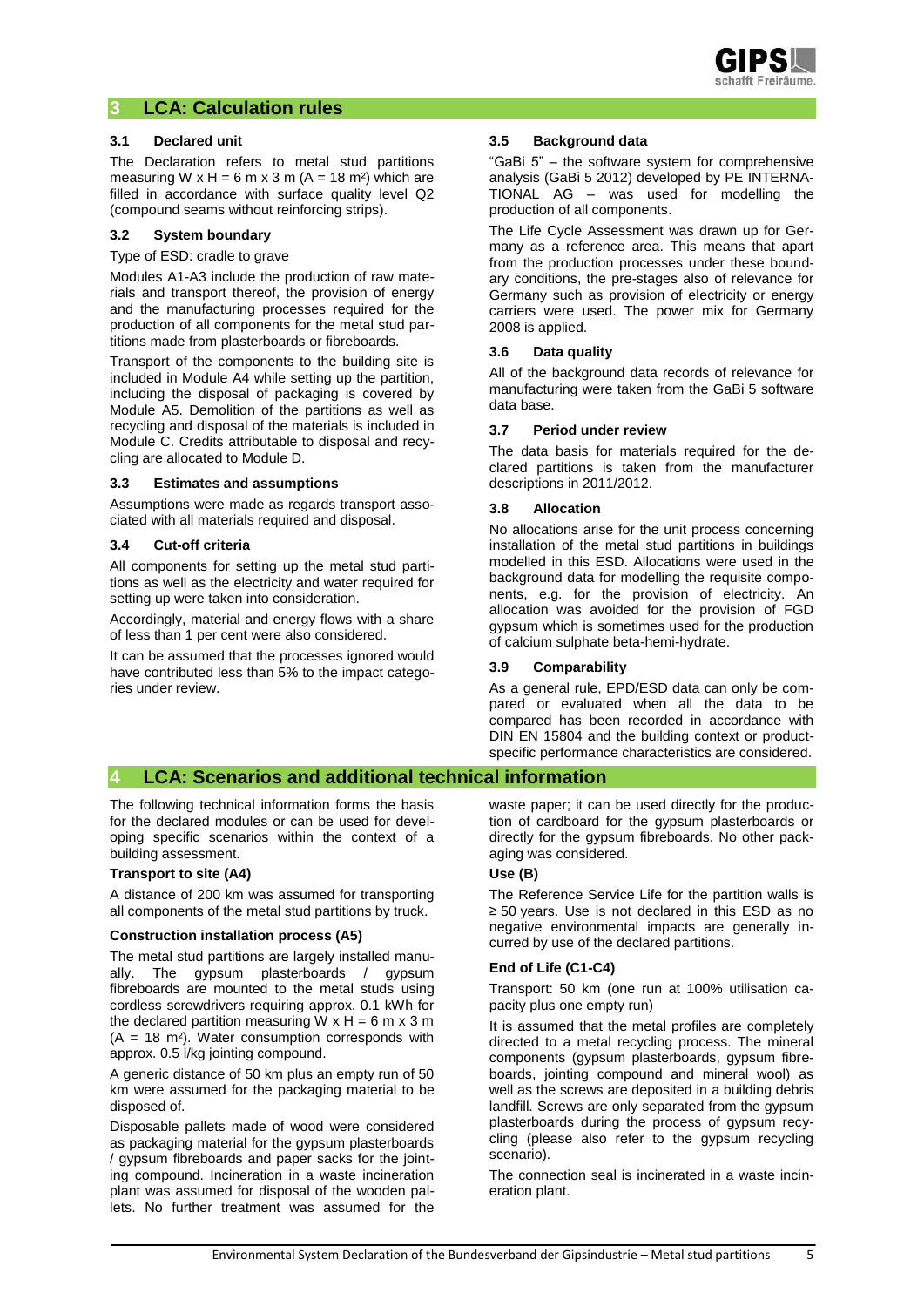## 3 LCA: Calculation rules

### 3.1 Declared unit

The Declaration refers to metal stud partitions measuring W x H = 6 m x 3 m (A = 18 m²) which are filled in accordance with surface quality level Q2 (compound seams without reinforcing strips).

### 3.2 System boundary

Type of ESD: cradle to grave

Modules A1-A3 include the production of raw materials and transport thereof, the provision of energy and the manufacturing processes required for the production of all components for the metal stud partitions made from plasterboards or fibreboards.

Transport of the components to the building site is included in Module A4 while setting up the partition, including the disposal of packaging is covered by Module A5. Demolition of the partitions as well as recycling and disposal of the materials is included in Module C. Credits attributable to disposal and recycling are allocated to Module D.

### 3.3 Estimates and assumptions

Assumptions were made as regards transport associated with all materials required and disposal.

### 3.4 Cut-off criteria

All components for setting up the metal stud partitions as well as the electricity and water required for setting up were taken into consideration.

Accordingly, material and energy flows with a share of less than 1 per cent were also considered.

It can be assumed that the processes ignored would have contributed less than 5% to the impact categories under review.

### 3.5 Background data

"GaBi 5" – the software system for comprehensive analysis (GaBi 5 2012) developed by PE INTERNATIONAL AG – was used for modelling the production of all components.

The Life Cycle Assessment was drawn up for Germany as a reference area. This means that apart from the production processes under these boundary conditions, the pre-stages also of relevance for Germany such as provision of electricity or energy carriers were used. The power mix for Germany 2008 is applied.

### 3.6 Data quality

All of the background data records of relevance for manufacturing were taken from the GaBi 5 software data base.

### 3.7 Period under review

The data basis for materials required for the declared partitions is taken from the manufacturer descriptions in 2011/2012.

### 3.8 Allocation

No allocations arise for the unit process concerning installation of the metal stud partitions in buildings modelled in this ESD. Allocations were used in the background data for modelling the requisite components, e.g. for the provision of electricity. An allocation was avoided for the provision of FGD gypsum which is sometimes used for the production of calcium sulphate beta-hemi-hydrate.

### 3.9 Comparability

As a general rule, EPD/ESD data can only be compared or evaluated when all the data to be compared has been recorded in accordance with DIN EN 15804 and the building context or product-specific performance characteristics are considered.

## 4 LCA: Scenarios and additional technical information

The following technical information forms the basis for the declared modules or can be used for developing specific scenarios within the context of a building assessment.

**Transport to site (A4)**

A distance of 200 km was assumed for transporting all components of the metal stud partitions by truck.

**Construction installation process (A5)**

The metal stud partitions are largely installed manually. The gypsum plasterboards / gypsum fibreboards are mounted to the metal studs using cordless screwdrivers requiring approx. 0.1 kWh for the declared partition measuring W x H = 6 m x 3 m (A = 18 m²). Water consumption corresponds with approx. 0.5 l/kg jointing compound.

A generic distance of 50 km plus an empty run of 50 km were assumed for the packaging material to be disposed of.

Disposable pallets made of wood were considered as packaging material for the gypsum plasterboards / gypsum fibreboards and paper sacks for the jointing compound. Incineration in a waste incineration plant was assumed for disposal of the wooden pallets. No further treatment was assumed for the waste paper; it can be used directly for the production of cardboard for the gypsum plasterboards or directly for the gypsum fibreboards. No other packaging was considered.

**Use (B)**

The Reference Service Life for the partition walls is ≥ 50 years. Use is not declared in this ESD as no negative environmental impacts are generally incurred by use of the declared partitions.

**End of Life (C1-C4)**

Transport: 50 km (one run at 100% utilisation capacity plus one empty run)

It is assumed that the metal profiles are completely directed to a metal recycling process. The mineral components (gypsum plasterboards, gypsum fibreboards, jointing compound and mineral wool) as well as the screws are deposited in a building debris landfill. Screws are only separated from the gypsum plasterboards during the process of gypsum recycling (please also refer to the gypsum recycling scenario).

The connection seal is incinerated in a waste incineration plant.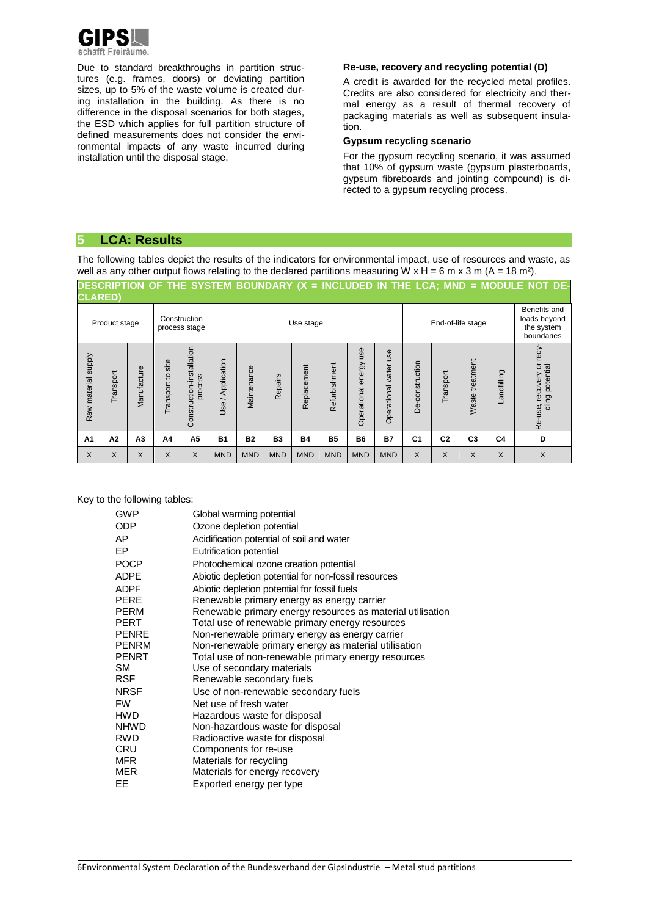Due to standard breakthroughs in partition structures (e.g. frames, doors) or deviating partition sizes, up to 5% of the waste volume is created during installation in the building. As there is no difference in the disposal scenarios for both stages, the ESD which applies for full partition structure of defined measurements does not consider the environmental impacts of any waste incurred during installation until the disposal stage.

**Re-use, recovery and recycling potential (D)**

A credit is awarded for the recycled metal profiles. Credits are also considered for electricity and thermal energy as a result of thermal recovery of packaging materials as well as subsequent insulation.

**Gypsum recycling scenario**

For the gypsum recycling scenario, it was assumed that 10% of gypsum waste (gypsum plasterboards, gypsum fibreboards and jointing compound) is directed to a gypsum recycling process.

## 5 LCA: Results

The following tables depict the results of the indicators for environmental impact, use of resources and waste, as well as any other output flows relating to the declared partitions measuring W x H = 6 m x 3 m (A = 18 m²).

**DESCRIPTION OF THE SYSTEM BOUNDARY (X = INCLUDED IN THE LCA; MND = MODULE NOT DECLARED)**

| Product stage | | | Construction process stage | | Use stage | | | | | | | End-of-life stage | | | | Benefits and loads beyond the system boundaries |
|---|---|---|---|---|---|---|---|---|---|---|---|---|---|---|---|---|
| Raw material supply | Transport | Manufacture | Transport to site | Construction-installation process | Use / Application | Maintenance | Repairs | Replacement | Refurbishment | Operational energy use | Operational water use | De-construction | Transport | Waste treatment | Landfilling | Re-use, recovery or recycling potential |
| A1 | A2 | A3 | A4 | A5 | B1 | B2 | B3 | B4 | B5 | B6 | B7 | C1 | C2 | C3 | C4 | D |
| X | X | X | X | X | MND | MND | MND | MND | MND | MND | MND | X | X | X | X | X |

Key to the following tables:

| | |
|---|---|
| GWP | Global warming potential |
| ODP | Ozone depletion potential |
| AP | Acidification potential of soil and water |
| EP | Eutrification potential |
| POCP | Photochemical ozone creation potential |
| ADPE | Abiotic depletion potential for non-fossil resources |
| ADPF | Abiotic depletion potential for fossil fuels |
| PERE | Renewable primary energy as energy carrier |
| PERM | Renewable primary energy resources as material utilisation |
| PERT | Total use of renewable primary energy resources |
| PENRE | Non-renewable primary energy as energy carrier |
| PENRM | Non-renewable primary energy as material utilisation |
| PENRT | Total use of non-renewable primary energy resources |
| SM | Use of secondary materials |
| RSF | Renewable secondary fuels |
| NRSF | Use of non-renewable secondary fuels |
| FW | Net use of fresh water |
| HWD | Hazardous waste for disposal |
| NHWD | Non-hazardous waste for disposal |
| RWD | Radioactive waste for disposal |
| CRU | Components for re-use |
| MFR | Materials for recycling |
| MER | Materials for energy recovery |
| EE | Exported energy per type |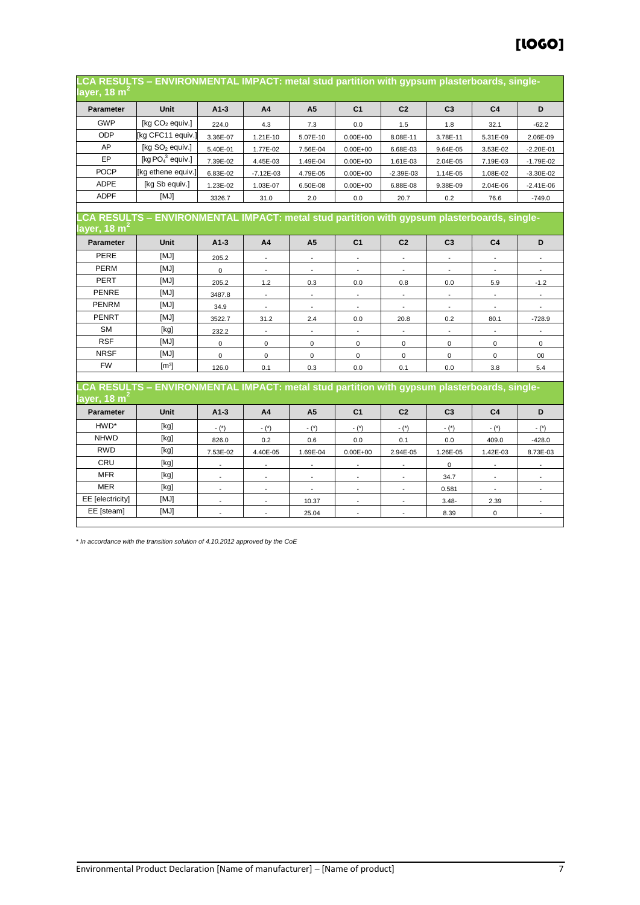[LOGO]

## LCA RESULTS – ENVIRONMENTAL IMPACT: metal stud partition with gypsum plasterboards, single-layer, 18 $m^2$

| Parameter | Unit | A1-3 | A4 | A5 | C1 | C2 | C3 | C4 | D |
|---|---|---|---|---|---|---|---|---|---|
| GWP | [kg $CO_2$ equiv.] | 224.0 | 4.3 | 7.3 | 0.0 | 1.5 | 1.8 | 32.1 | -62.2 |
| ODP | [kg CFC11 equiv.] | 3.36E-07 | 1.21E-10 | 5.07E-10 | 0.00E+00 | 8.08E-11 | 3.78E-11 | 5.31E-09 | 2.06E-09 |
| AP | [kg $SO_2$ equiv.] | 5.40E-01 | 1.77E-02 | 7.56E-04 | 0.00E+00 | 6.68E-03 | 9.64E-05 | 3.53E-02 | -2.20E-01 |
| EP | [kg $PO_4^3$ equiv.] | 7.39E-02 | 4.45E-03 | 1.49E-04 | 0.00E+00 | 1.61E-03 | 2.04E-05 | 7.19E-03 | -1.79E-02 |
| POCP | [kg ethene equiv.] | 6.83E-02 | -7.12E-03 | 4.79E-05 | 0.00E+00 | -2.39E-03 | 1.14E-05 | 1.08E-02 | -3.30E-02 |
| ADPE | [kg Sb equiv.] | 1.23E-02 | 1.03E-07 | 6.50E-08 | 0.00E+00 | 6.88E-08 | 9.38E-09 | 2.04E-06 | -2.41E-06 |
| ADPF | [MJ] | 3326.7 | 31.0 | 2.0 | 0.0 | 20.7 | 0.2 | 76.6 | -749.0 |

## LCA RESULTS – ENVIRONMENTAL IMPACT: metal stud partition with gypsum plasterboards, single-layer, 18 $m^2$

| Parameter | Unit | A1-3 | A4 | A5 | C1 | C2 | C3 | C4 | D |
|---|---|---|---|---|---|---|---|---|---|
| PERE | [MJ] | 205.2 | - | - | - | - | - | - | - |
| PERM | [MJ] | 0 | - | - | - | - | - | - | - |
| PERT | [MJ] | 205.2 | 1.2 | 0.3 | 0.0 | 0.8 | 0.0 | 5.9 | -1.2 |
| PENRE | [MJ] | 3487.8 | - | - | - | - | - | - | - |
| PENRM | [MJ] | 34.9 | - | - | - | - | - | - | - |
| PENRT | [MJ] | 3522.7 | 31.2 | 2.4 | 0.0 | 20.8 | 0.2 | 80.1 | -728.9 |
| SM | [kg] | 232.2 | - | - | - | - | - | - | - |
| RSF | [MJ] | 0 | 0 | 0 | 0 | 0 | 0 | 0 | 0 |
| NRSF | [MJ] | 0 | 0 | 0 | 0 | 0 | 0 | 0 | 00 |
| FW | [m³] | 126.0 | 0.1 | 0.3 | 0.0 | 0.1 | 0.0 | 3.8 | 5.4 |

## LCA RESULTS – ENVIRONMENTAL IMPACT: metal stud partition with gypsum plasterboards, single-layer, 18 $m^2$

| Parameter | Unit | A1-3 | A4 | A5 | C1 | C2 | C3 | C4 | D |
|---|---|---|---|---|---|---|---|---|---|
| HWD* | [kg] | - (*) | - (*) | - (*) | - (*) | - (*) | - (*) | - (*) | - (*) |
| NHWD | [kg] | 826.0 | 0.2 | 0.6 | 0.0 | 0.1 | 0.0 | 409.0 | -428.0 |
| RWD | [kg] | 7.53E-02 | 4.40E-05 | 1.69E-04 | 0.00E+00 | 2.94E-05 | 1.26E-05 | 1.42E-03 | 8.73E-03 |
| CRU | [kg] | - | - | - | - | - | 0 | - | - |
| MFR | [kg] | - | - | - | - | - | 34.7 | - | - |
| MER | [kg] | - | - | - | - | - | 0.581 | - | - |
| EE [electricity] | [MJ] | - | - | 10.37 | - | - | 3.48- | 2.39 | - |
| EE [steam] | [MJ] | - | - | 25.04 | - | - | 8.39 | 0 | - |

*\* In accordance with the transition solution of 4.10.2012 approved by the CoE*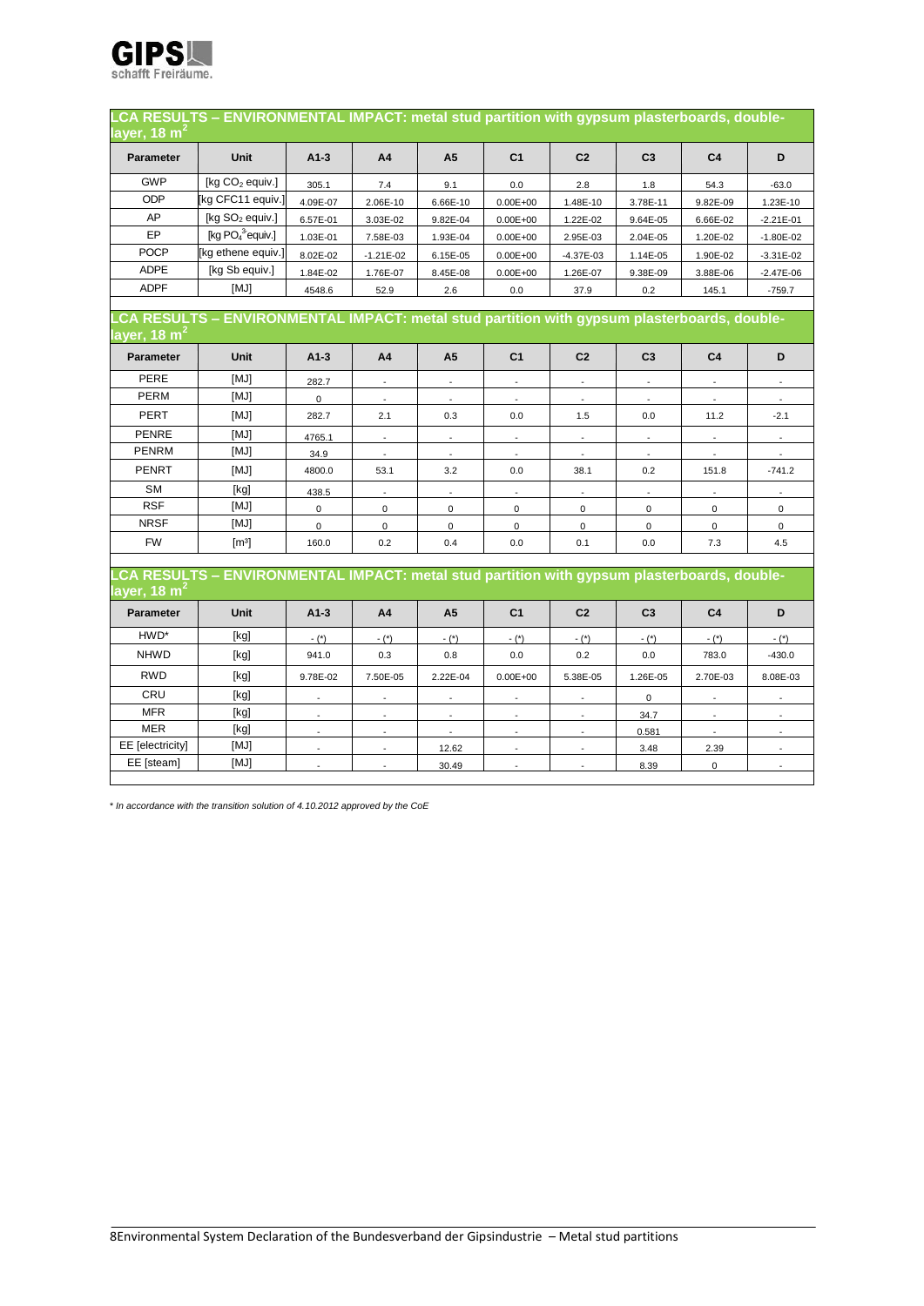## LCA RESULTS – ENVIRONMENTAL IMPACT: metal stud partition with gypsum plasterboards, double-layer, 18 $m^2$

| Parameter | Unit | A1-3 | A4 | A5 | C1 | C2 | C3 | C4 | D |
|---|---|---|---|---|---|---|---|---|---|
| GWP | [kg $CO_2$ equiv.] | 305.1 | 7.4 | 9.1 | 0.0 | 2.8 | 1.8 | 54.3 | -63.0 |
| ODP | [kg CFC11 equiv.] | 4.09E-07 | 2.06E-10 | 6.66E-10 | 0.00E+00 | 1.48E-10 | 3.78E-11 | 9.82E-09 | 1.23E-10 |
| AP | [kg $SO_2$ equiv.] | 6.57E-01 | 3.03E-02 | 9.82E-04 | 0.00E+00 | 1.22E-02 | 9.64E-05 | 6.66E-02 | -2.21E-01 |
| EP | [kg $PO_4^{3-}$ equiv.] | 1.03E-01 | 7.58E-03 | 1.93E-04 | 0.00E+00 | 2.95E-03 | 2.04E-05 | 1.20E-02 | -1.80E-02 |
| POCP | [kg ethene equiv.] | 8.02E-02 | -1.21E-02 | 6.15E-05 | 0.00E+00 | -4.37E-03 | 1.14E-05 | 1.90E-02 | -3.31E-02 |
| ADPE | [kg Sb equiv.] | 1.84E-02 | 1.76E-07 | 8.45E-08 | 0.00E+00 | 1.26E-07 | 9.38E-09 | 3.88E-06 | -2.47E-06 |
| ADPF | [MJ] | 4548.6 | 52.9 | 2.6 | 0.0 | 37.9 | 0.2 | 145.1 | -759.7 |

## LCA RESULTS – ENVIRONMENTAL IMPACT: metal stud partition with gypsum plasterboards, double-layer, 18 $m^2$

| Parameter | Unit | A1-3 | A4 | A5 | C1 | C2 | C3 | C4 | D |
|---|---|---|---|---|---|---|---|---|---|
| PERE | [MJ] | 282.7 | - | - | - | - | - | - | - |
| PERM | [MJ] | 0 | - | - | - | - | - | - | - |
| PERT | [MJ] | 282.7 | 2.1 | 0.3 | 0.0 | 1.5 | 0.0 | 11.2 | -2.1 |
| PENRE | [MJ] | 4765.1 | - | - | - | - | - | - | - |
| PENRM | [MJ] | 34.9 | - | - | - | - | - | - | - |
| PENRT | [MJ] | 4800.0 | 53.1 | 3.2 | 0.0 | 38.1 | 0.2 | 151.8 | -741.2 |
| SM | [kg] | 438.5 | - | - | - | - | - | - | - |
| RSF | [MJ] | 0 | 0 | 0 | 0 | 0 | 0 | 0 | 0 |
| NRSF | [MJ] | 0 | 0 | 0 | 0 | 0 | 0 | 0 | 0 |
| FW | [m³] | 160.0 | 0.2 | 0.4 | 0.0 | 0.1 | 0.0 | 7.3 | 4.5 |

## LCA RESULTS – ENVIRONMENTAL IMPACT: metal stud partition with gypsum plasterboards, double-layer, 18 $m^2$

| Parameter | Unit | A1-3 | A4 | A5 | C1 | C2 | C3 | C4 | D |
|---|---|---|---|---|---|---|---|---|---|
| HWD* | [kg] | - (*) | - (*) | - (*) | - (*) | - (*) | - (*) | - (*) | - (*) |
| NHWD | [kg] | 941.0 | 0.3 | 0.8 | 0.0 | 0.2 | 0.0 | 783.0 | -430.0 |
| RWD | [kg] | 9.78E-02 | 7.50E-05 | 2.22E-04 | 0.00E+00 | 5.38E-05 | 1.26E-05 | 2.70E-03 | 8.08E-03 |
| CRU | [kg] | - | - | - | - | - | 0 | - | - |
| MFR | [kg] | - | - | - | - | - | 34.7 | - | - |
| MER | [kg] | - | - | - | - | - | 0.581 | - | - |
| EE [electricity] | [MJ] | - | - | 12.62 | - | - | 3.48 | 2.39 | - |
| EE [steam] | [MJ] | - | - | 30.49 | - | - | 8.39 | 0 | - |

*\* In accordance with the transition solution of 4.10.2012 approved by the CoE*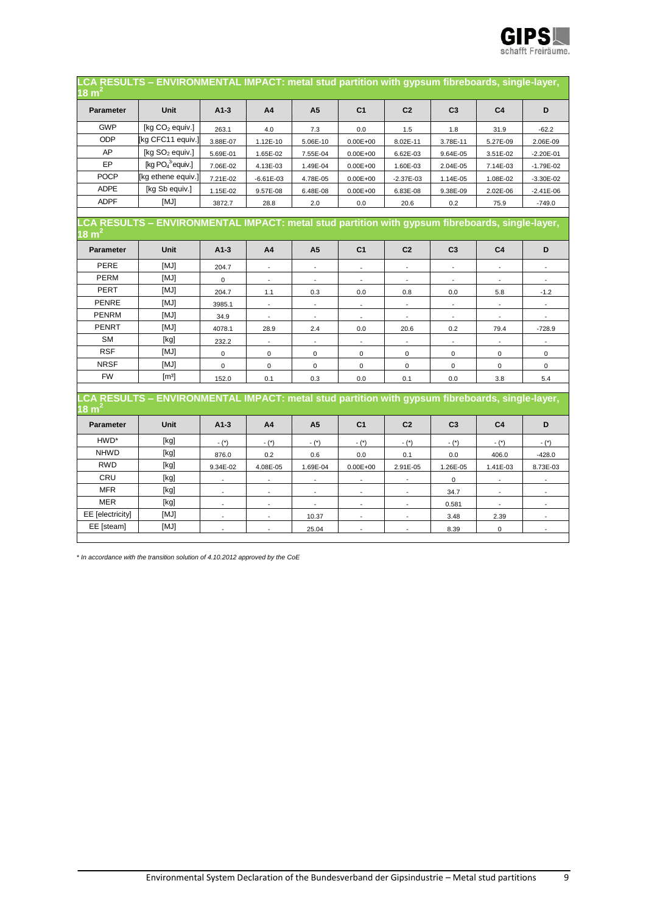## LCA RESULTS – ENVIRONMENTAL IMPACT: metal stud partition with gypsum fibreboards, single-layer, 18 m²

| Parameter | Unit | A1-3 | A4 | A5 | C1 | C2 | C3 | C4 | D |
|---|---|---|---|---|---|---|---|---|---|
| GWP | [kg $CO_2$ equiv.] | 263.1 | 4.0 | 7.3 | 0.0 | 1.5 | 1.8 | 31.9 | -62.2 |
| ODP | [kg CFC11 equiv.] | 3.88E-07 | 1.12E-10 | 5.06E-10 | 0.00E+00 | 8.02E-11 | 3.78E-11 | 5.27E-09 | 2.06E-09 |
| AP | [kg $SO_2$ equiv.] | 5.69E-01 | 1.65E-02 | 7.55E-04 | 0.00E+00 | 6.62E-03 | 9.64E-05 | 3.51E-02 | -2.20E-01 |
| EP | [kg $PO_4^{3-}$ equiv.] | 7.06E-02 | 4.13E-03 | 1.49E-04 | 0.00E+00 | 1.60E-03 | 2.04E-05 | 7.14E-03 | -1.79E-02 |
| POCP | [kg ethene equiv.] | 7.21E-02 | -6.61E-03 | 4.78E-05 | 0.00E+00 | -2.37E-03 | 1.14E-05 | 1.08E-02 | -3.30E-02 |
| ADPE | [kg Sb equiv.] | 1.15E-02 | 9.57E-08 | 6.48E-08 | 0.00E+00 | 6.83E-08 | 9.38E-09 | 2.02E-06 | -2.41E-06 |
| ADPF | [MJ] | 3872.7 | 28.8 | 2.0 | 0.0 | 20.6 | 0.2 | 75.9 | -749.0 |

## LCA RESULTS – ENVIRONMENTAL IMPACT: metal stud partition with gypsum fibreboards, single-layer, 18 m²

| Parameter | Unit | A1-3 | A4 | A5 | C1 | C2 | C3 | C4 | D |
|---|---|---|---|---|---|---|---|---|---|
| PERE | [MJ] | 204.7 | - | - | - | - | - | - | - |
| PERM | [MJ] | 0 | - | - | - | - | - | - | - |
| PERT | [MJ] | 204.7 | 1.1 | 0.3 | 0.0 | 0.8 | 0.0 | 5.8 | -1.2 |
| PENRE | [MJ] | 3985.1 | - | - | - | - | - | - | - |
| PENRM | [MJ] | 34.9 | - | - | - | - | - | - | - |
| PENRT | [MJ] | 4078.1 | 28.9 | 2.4 | 0.0 | 20.6 | 0.2 | 79.4 | -728.9 |
| SM | [kg] | 232.2 | - | - | - | - | - | - | - |
| RSF | [MJ] | 0 | 0 | 0 | 0 | 0 | 0 | 0 | 0 |
| NRSF | [MJ] | 0 | 0 | 0 | 0 | 0 | 0 | 0 | 0 |
| FW | [m³] | 152.0 | 0.1 | 0.3 | 0.0 | 0.1 | 0.0 | 3.8 | 5.4 |

## LCA RESULTS – ENVIRONMENTAL IMPACT: metal stud partition with gypsum fibreboards, single-layer, 18 m²

| Parameter | Unit | A1-3 | A4 | A5 | C1 | C2 | C3 | C4 | D |
|---|---|---|---|---|---|---|---|---|---|
| HWD* | [kg] | - (*) | - (*) | - (*) | - (*) | - (*) | - (*) | - (*) | - (*) |
| NHWD | [kg] | 876.0 | 0.2 | 0.6 | 0.0 | 0.1 | 0.0 | 406.0 | -428.0 |
| RWD | [kg] | 9.34E-02 | 4.08E-05 | 1.69E-04 | 0.00E+00 | 2.91E-05 | 1.26E-05 | 1.41E-03 | 8.73E-03 |
| CRU | [kg] | - | - | - | - | - | 0 | - | - |
| MFR | [kg] | - | - | - | - | - | 34.7 | - | - |
| MER | [kg] | - | - | - | - | - | 0.581 | - | - |
| EE [electricity] | [MJ] | - | - | 10.37 | - | - | 3.48 | 2.39 | - |
| EE [steam] | [MJ] | - | - | 25.04 | - | - | 8.39 | 0 | - |

*\* In accordance with the transition solution of 4.10.2012 approved by the CoE*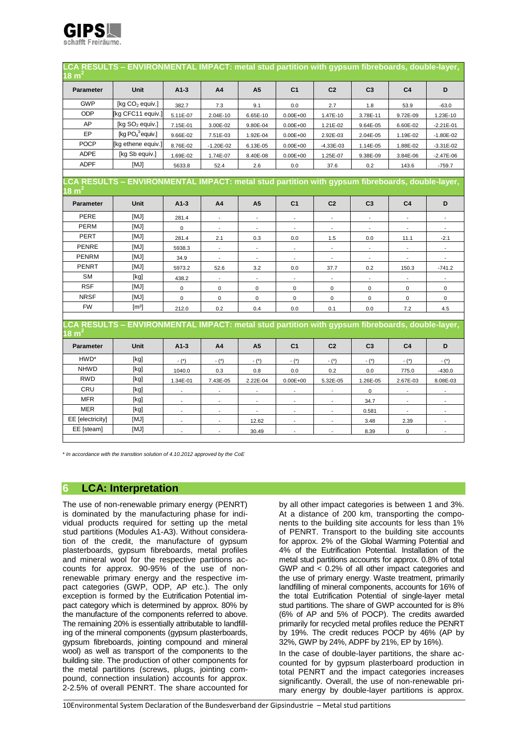## LCA RESULTS – ENVIRONMENTAL IMPACT: metal stud partition with gypsum fibreboards, double-layer, 18 m²

| Parameter | Unit | A1-3 | A4 | A5 | C1 | C2 | C3 | C4 | D |
|---|---|---|---|---|---|---|---|---|---|
| GWP | [kg $CO_2$ equiv.] | 382.7 | 7.3 | 9.1 | 0.0 | 2.7 | 1.8 | 53.9 | -63.0 |
| ODP | [kg CFC11 equiv.] | 5.11E-07 | 2.04E-10 | 6.65E-10 | 0.00E+00 | 1.47E-10 | 3.78E-11 | 9.72E-09 | 1.23E-10 |
| AP | [kg $SO_2$ equiv.] | 7.15E-01 | 3.00E-02 | 9.80E-04 | 0.00E+00 | 1.21E-02 | 9.64E-05 | 6.60E-02 | -2.21E-01 |
| EP | [kg $PO_4^{3-}$equiv.] | 9.66E-02 | 7.51E-03 | 1.92E-04 | 0.00E+00 | 2.92E-03 | 2.04E-05 | 1.19E-02 | -1.80E-02 |
| POCP | [kg ethene equiv.] | 8.76E-02 | -1.20E-02 | 6.13E-05 | 0.00E+00 | -4.33E-03 | 1.14E-05 | 1.88E-02 | -3.31E-02 |
| ADPE | [kg Sb equiv.] | 1.69E-02 | 1.74E-07 | 8.40E-08 | 0.00E+00 | 1.25E-07 | 9.38E-09 | 3.84E-06 | -2.47E-06 |
| ADPF | [MJ] | 5633.8 | 52.4 | 2.6 | 0.0 | 37.6 | 0.2 | 143.6 | -759.7 |

## LCA RESULTS – ENVIRONMENTAL IMPACT: metal stud partition with gypsum fibreboards, double-layer, 18 m²

| Parameter | Unit | A1-3 | A4 | A5 | C1 | C2 | C3 | C4 | D |
|---|---|---|---|---|---|---|---|---|---|
| PERE | [MJ] | 281.4 | - | - | - | - | - | - | - |
| PERM | [MJ] | 0 | - | - | - | - | - | - | - |
| PERT | [MJ] | 281.4 | 2.1 | 0.3 | 0.0 | 1.5 | 0.0 | 11.1 | -2.1 |
| PENRE | [MJ] | 5938.3 | - | - | - | - | - | - | - |
| PENRM | [MJ] | 34.9 | - | - | - | - | - | - | - |
| PENRT | [MJ] | 5973.2 | 52.6 | 3.2 | 0.0 | 37.7 | 0.2 | 150.3 | -741.2 |
| SM | [kg] | 438.2 | - | - | - | - | - | - | - |
| RSF | [MJ] | 0 | 0 | 0 | 0 | 0 | 0 | 0 | 0 |
| NRSF | [MJ] | 0 | 0 | 0 | 0 | 0 | 0 | 0 | 0 |
| FW | [m³] | 212.0 | 0.2 | 0.4 | 0.0 | 0.1 | 0.0 | 7.2 | 4.5 |

## LCA RESULTS – ENVIRONMENTAL IMPACT: metal stud partition with gypsum fibreboards, double-layer, 18 m²

| Parameter | Unit | A1-3 | A4 | A5 | C1 | C2 | C3 | C4 | D |
|---|---|---|---|---|---|---|---|---|---|
| HWD* | [kg] | - (*) | - (*) | - (*) | - (*) | - (*) | - (*) | - (*) | - (*) |
| NHWD | [kg] | 1040.0 | 0.3 | 0.8 | 0.0 | 0.2 | 0.0 | 775.0 | -430.0 |
| RWD | [kg] | 1.34E-01 | 7.43E-05 | 2.22E-04 | 0.00E+00 | 5.32E-05 | 1.26E-05 | 2.67E-03 | 8.08E-03 |
| CRU | [kg] | - | - | - | - | - | 0 | - | - |
| MFR | [kg] | - | - | - | - | - | 34.7 | - | - |
| MER | [kg] | - | - | - | - | - | 0.581 | - | - |
| EE [electricity] | [MJ] | - | - | 12.62 | - | - | 3.48 | 2.39 | - |
| EE [steam] | [MJ] | - | - | 30.49 | - | - | 8.39 | 0 | - |

*\* In accordance with the transition solution of 4.10.2012 approved by the CoE*

## 6 LCA: Interpretation

The use of non-renewable primary energy (PENRT) is dominated by the manufacturing phase for individual products required for setting up the metal stud partitions (Modules A1-A3). Without consideration of the credit, the manufacture of gypsum plasterboards, gypsum fibreboards, metal profiles and mineral wool for the respective partitions accounts for approx. 90-95% of the use of non-renewable primary energy and the respective impact categories (GWP, ODP, AP etc.). The only exception is formed by the Eutrification Potential impact category which is determined by approx. 80% by the manufacture of the components referred to above. The remaining 20% is essentially attributable to landfilling of the mineral components (gypsum plasterboards, gypsum fibreboards, jointing compound and mineral wool) as well as transport of the components to the building site. The production of other components for the metal partitions (screws, plugs, jointing compound, connection insulation) accounts for approx. 2-2.5% of overall PENRT. The share accounted for by all other impact categories is between 1 and 3%. At a distance of 200 km, transporting the components to the building site accounts for less than 1% of PENRT. Transport to the building site accounts for approx. 2% of the Global Warming Potential and 4% of the Eutrification Potential. Installation of the metal stud partitions accounts for approx. 0.8% of total GWP and < 0.2% of all other impact categories and the use of primary energy. Waste treatment, primarily landfilling of mineral components, accounts for 16% of the total Eutrification Potential of single-layer metal stud partitions. The share of GWP accounted for is 8% (6% of AP and 5% of POCP). The credits awarded primarily for recycled metal profiles reduce the PENRT by 19%. The credit reduces POCP by 46% (AP by 32%, GWP by 24%, ADPF by 21%, EP by 16%).

In the case of double-layer partitions, the share accounted for by gypsum plasterboard production in total PENRT and the impact categories increases significantly. Overall, the use of non-renewable primary energy by double-layer partitions is approx.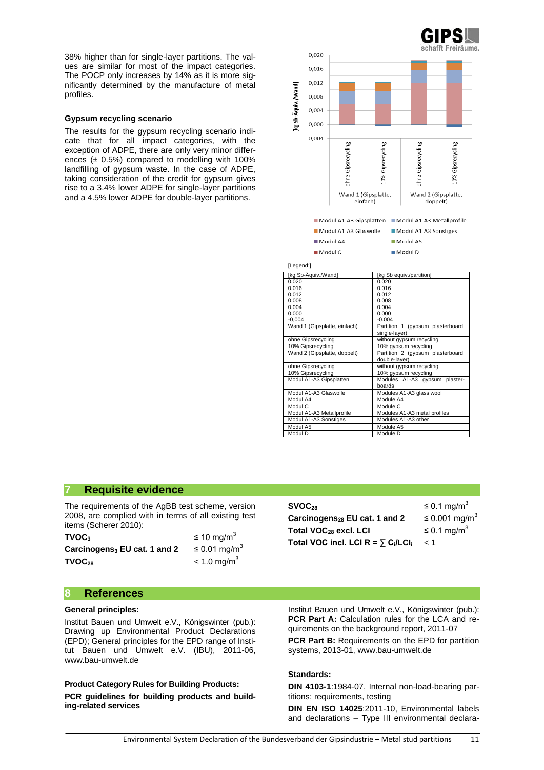38% higher than for single-layer partitions. The values are similar for most of the impact categories. The POCP only increases by 14% as it is more significantly determined by the manufacture of metal profiles.

### Gypsum recycling scenario

The results for the gypsum recycling scenario indicate that for all impact categories, with the exception of ADPE, there are only very minor differences (± 0.5%) compared to modelling with 100% landfilling of gypsum waste. In the case of ADPE, taking consideration of the credit for gypsum gives rise to a 3.4% lower ADPE for single-layer partitions and a 4.5% lower ADPE for double-layer partitions.

[Legend:]

| [kg Sb-Äquiv./Wand] | [kg Sb equiv./partition] |
|---|---|
| 0,020 | 0.020 |
| 0,016 | 0.016 |
| 0,012 | 0.012 |
| 0,008 | 0.008 |
| 0,004 | 0.004 |
| 0,000 | 0.000 |
| -0,004 | -0.004 |
| Wand 1 (Gipsplatte, einfach) | Partition 1 (gypsum plasterboard, single-layer) |
| ohne Gipsrecycling | without gypsum recycling |
| 10% Gipsrecycling | 10% gypsum recycling |
| Wand 2 (Gipsplatte, doppelt) | Partition 2 (gypsum plasterboard, double-layer) |
| ohne Gipsrecycling | without gypsum recycling |
| 10% Gipsrecycling | 10% gypsum recycling |
| Modul A1-A3 Gipsplatten | Modules A1-A3 gypsum plasterboards |
| Modul A1-A3 Glaswolle | Modules A1-A3 glass wool |
| Modul A4 | Module A4 |
| Modul C | Module C |
| Modul A1-A3 Metallprofile | Modules A1-A3 metal profiles |
| Modul A1-A3 Sonstiges | Modules A1-A3 other |
| Modul A5 | Module A5 |
| Modul D | Module D |

## 7 Requisite evidence

The requirements of the AgBB test scheme, version 2008, are complied with in terms of all existing test items (Scherer 2010):

| | |
|---|---|
| **$TVOC_3$** | ≤ 10 mg/m$^3$ |
| **Carcinogens$_3$ EU cat. 1 and 2** | ≤ 0.01 mg/m$^3$ |
| **$TVOC_{28}$** | < 1.0 mg/m$^3$ |
| **$SVOC_{28}$** | ≤ 0.1 mg/m$^3$ |
| **Carcinogens$_{28}$ EU cat. 1 and 2** | ≤ 0.001 mg/m$^3$ |
| **Total $VOC_{28}$ excl. LCI** | ≤ 0.1 mg/m$^3$ |
| **Total VOC incl. LCI $R = \sum C_i/LCI_i$** | < 1 |

## 8 References

**General principles:**

Institut Bauen und Umwelt e.V., Königswinter (pub.): Drawing up Environmental Product Declarations (EPD); General principles for the EPD range of Institut Bauen und Umwelt e.V. (IBU), 2011-06, www.bau-umwelt.de

**Product Category Rules for Building Products:**

**PCR guidelines for building products and building-related services**

Institut Bauen und Umwelt e.V., Königswinter (pub.): **PCR Part A:** Calculation rules for the LCA and requirements on the background report, 2011-07

**PCR Part B:** Requirements on the EPD for partition systems, 2013-01, www.bau-umwelt.de

**Standards:**

**DIN 4103-1**:1984-07, Internal non-load-bearing partitions; requirements, testing

**DIN EN ISO 14025**:2011-10, Environmental labels and declarations – Type III environmental declara-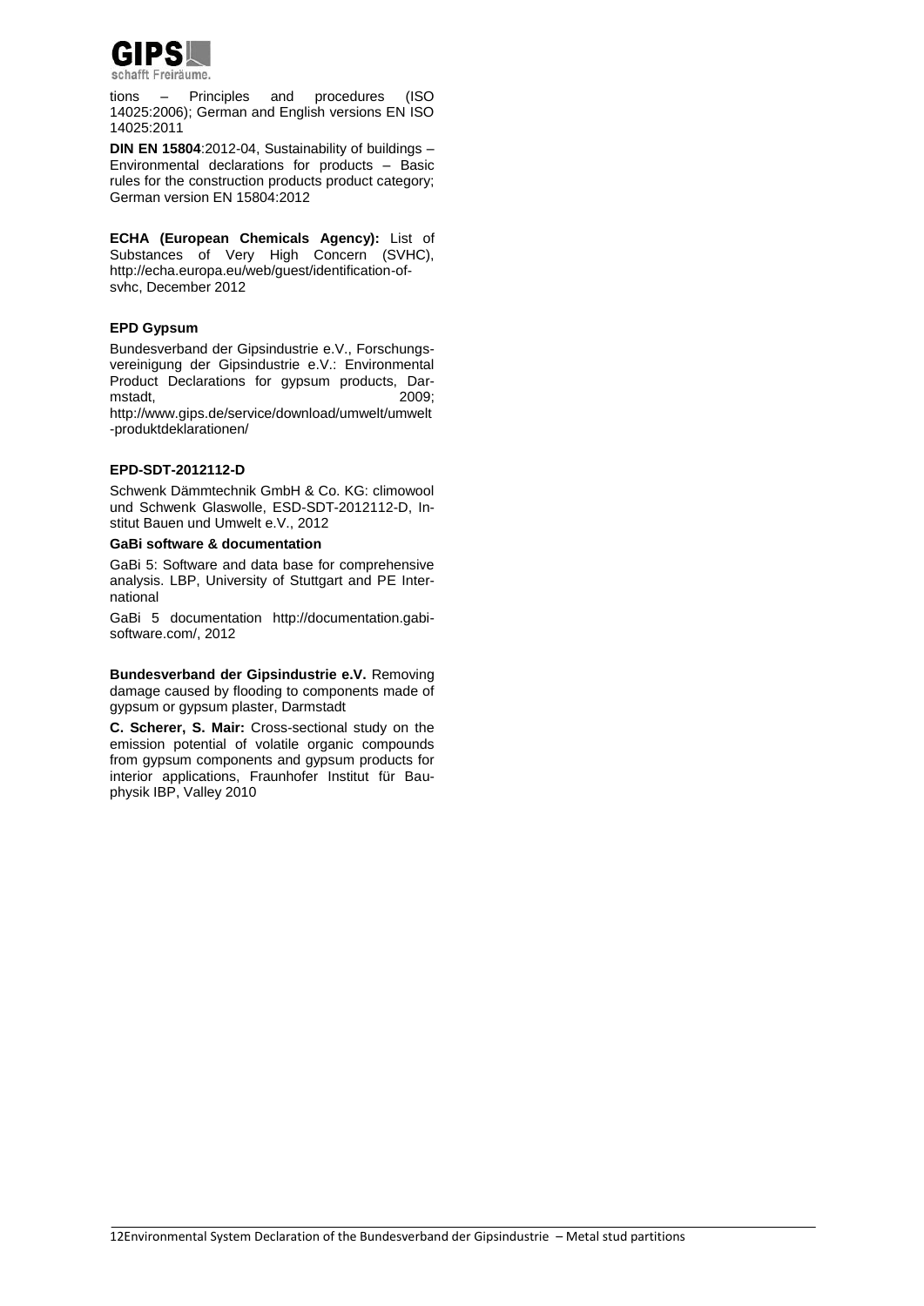tions – Principles and procedures (ISO 14025:2006); German and English versions EN ISO 14025:2011

**DIN EN 15804**:2012-04, Sustainability of buildings – Environmental declarations for products – Basic rules for the construction products product category; German version EN 15804:2012

**ECHA (European Chemicals Agency):** List of Substances of Very High Concern (SVHC), http://echa.europa.eu/web/guest/identification-of-svhc, December 2012

**EPD Gypsum**

Bundesverband der Gipsindustrie e.V., Forschungsvereinigung der Gipsindustrie e.V.: Environmental Product Declarations for gypsum products, Darmstadt, 2009; http://www.gips.de/service/download/umwelt/umwelt-produktdeklarationen/

**EPD-SDT-2012112-D**

Schwenk Dämmtechnik GmbH & Co. KG: climowool und Schwenk Glaswolle, ESD-SDT-2012112-D, Institut Bauen und Umwelt e.V., 2012

**GaBi software & documentation**

GaBi 5: Software and data base for comprehensive analysis. LBP, University of Stuttgart and PE International

GaBi 5 documentation http://documentation.gabi-software.com/, 2012

**Bundesverband der Gipsindustrie e.V.** Removing damage caused by flooding to components made of gypsum or gypsum plaster, Darmstadt

**C. Scherer, S. Mair:** Cross-sectional study on the emission potential of volatile organic compounds from gypsum components and gypsum products for interior applications, Fraunhofer Institut für Bauphysik IBP, Valley 2010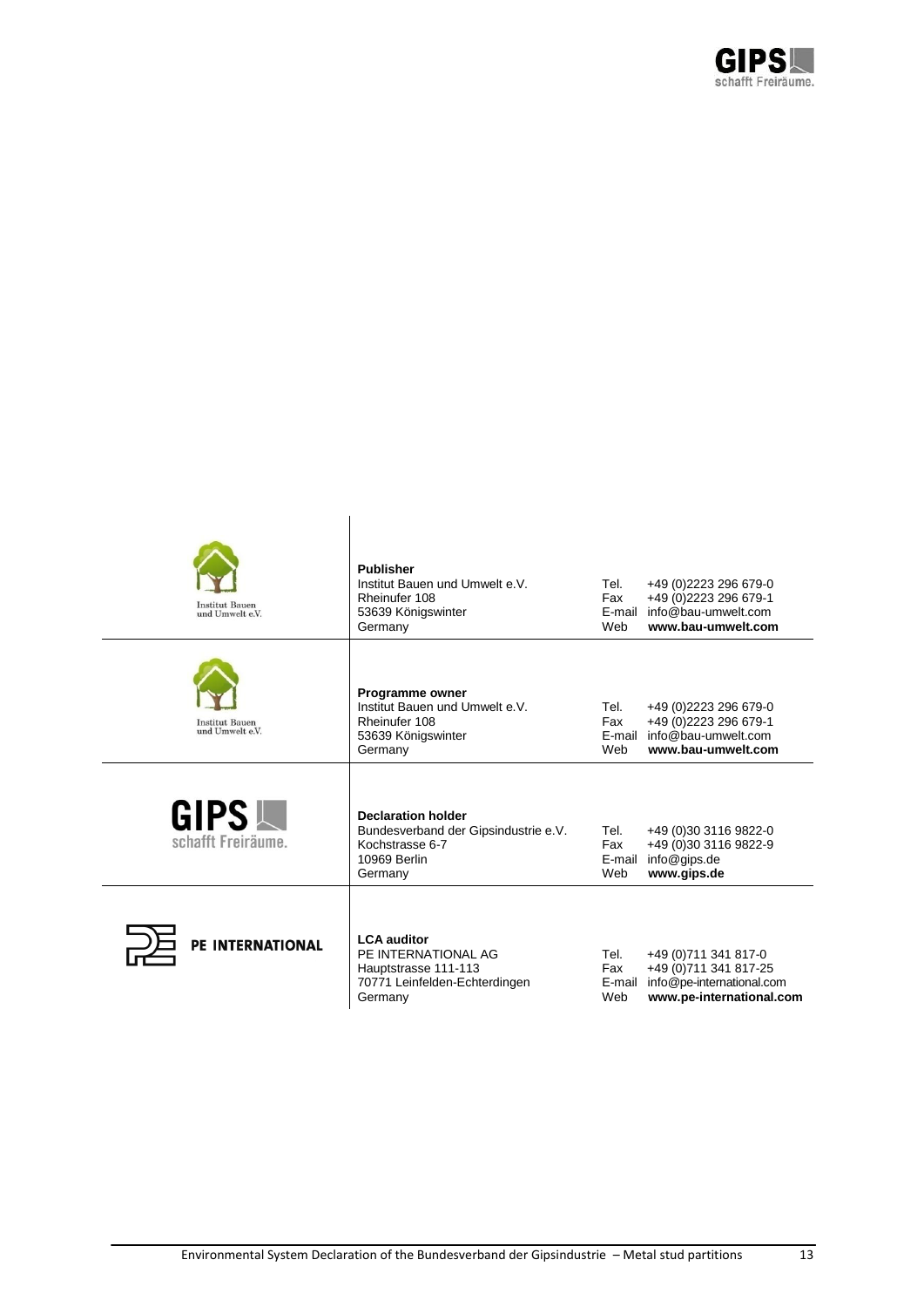| | | |
|---|---|---|
| Institut Bauen und Umwelt e.V. | **Publisher**<br>Institut Bauen und Umwelt e.V.<br>Rheinufer 108<br>53639 Königswinter<br>Germany | Tel. +49 (0)2223 296 679-0<br>Fax +49 (0)2223 296 679-1<br>E-mail info@bau-umwelt.com<br>Web **www.bau-umwelt.com** |
| Institut Bauen und Umwelt e.V. | **Programme owner**<br>Institut Bauen und Umwelt e.V.<br>Rheinufer 108<br>53639 Königswinter<br>Germany | Tel. +49 (0)2223 296 679-0<br>Fax +49 (0)2223 296 679-1<br>E-mail info@bau-umwelt.com<br>Web **www.bau-umwelt.com** |
| GIPS schafft Freiräume. | **Declaration holder**<br>Bundesverband der Gipsindustrie e.V.<br>Kochstrasse 6-7<br>10969 Berlin<br>Germany | Tel. +49 (0)30 3116 9822-0<br>Fax +49 (0)30 3116 9822-9<br>E-mail info@gips.de<br>Web **www.gips.de** |
| PE INTERNATIONAL | **LCA auditor**<br>PE INTERNATIONAL AG<br>Hauptstrasse 111-113<br>70771 Leinfelden-Echterdingen<br>Germany | Tel. +49 (0)711 341 817-0<br>Fax +49 (0)711 341 817-25<br>E-mail info@pe-international.com<br>Web **www.pe-international.com** |